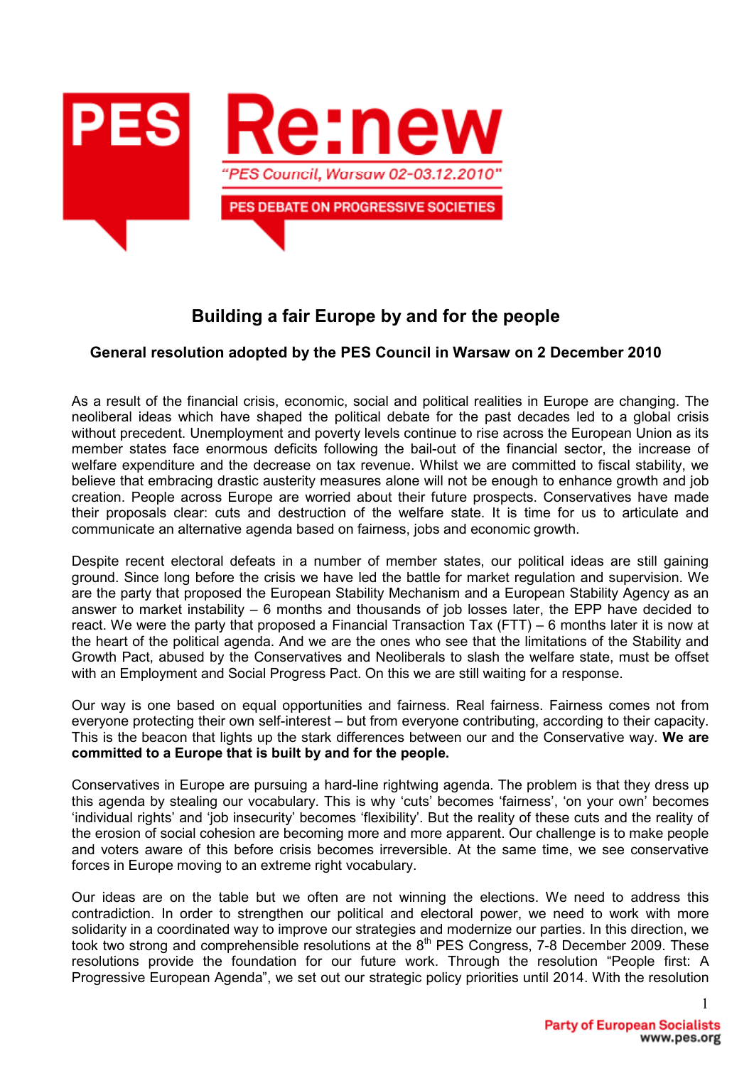PES Re:new

"PES Council, Warsaw 02-03.12.2010"

PES DEBATE ON PROGRESSIVE SOCIETIES

# Building a fair Europe by and for the people

### General resolution adopted by the PES Council in Warsaw on 2 December 2010

As a result of the financial crisis, economic, social and political realities in Europe are changing. The neoliberal ideas which have shaped the political debate for the past decades led to a global crisis without precedent. Unemployment and poverty levels continue to rise across the European Union as its member states face enormous deficits following the bail-out of the financial sector, the increase of welfare expenditure and the decrease on tax revenue. Whilst we are committed to fiscal stability, we believe that embracing drastic austerity measures alone will not be enough to enhance growth and job creation. People across Europe are worried about their future prospects. Conservatives have made their proposals clear: cuts and destruction of the welfare state. It is time for us to articulate and communicate an alternative agenda based on fairness, jobs and economic growth.

Despite recent electoral defeats in a number of member states, our political ideas are still gaining ground. Since long before the crisis we have led the battle for market regulation and supervision. We are the party that proposed the European Stability Mechanism and a European Stability Agency as an answer to market instability – 6 months and thousands of job losses later, the EPP have decided to react. We were the party that proposed a Financial Transaction Tax (FTT) – 6 months later it is now at the heart of the political agenda. And we are the ones who see that the limitations of the Stability and Growth Pact, abused by the Conservatives and Neoliberals to slash the welfare state, must be offset with an Employment and Social Progress Pact. On this we are still waiting for a response.

Our way is one based on equal opportunities and fairness. Real fairness. Fairness comes not from everyone protecting their own self-interest – but from everyone contributing, according to their capacity. This is the beacon that lights up the stark differences between our and the Conservative way. **We are committed to a Europe that is built by and for the people.**

Conservatives in Europe are pursuing a hard-line rightwing agenda. The problem is that they dress up this agenda by stealing our vocabulary. This is why 'cuts' becomes 'fairness', 'on your own' becomes 'individual rights' and 'job insecurity' becomes 'flexibility'. But the reality of these cuts and the reality of the erosion of social cohesion are becoming more and more apparent. Our challenge is to make people and voters aware of this before crisis becomes irreversible. At the same time, we see conservative forces in Europe moving to an extreme right vocabulary.

Our ideas are on the table but we often are not winning the elections. We need to address this contradiction. In order to strengthen our political and electoral power, we need to work with more solidarity in a coordinated way to improve our strategies and modernize our parties. In this direction, we took two strong and comprehensible resolutions at the 8th PES Congress, 7-8 December 2009. These resolutions provide the foundation for our future work. Through the resolution "People first: A Progressive European Agenda", we set out our strategic policy priorities until 2014. With the resolution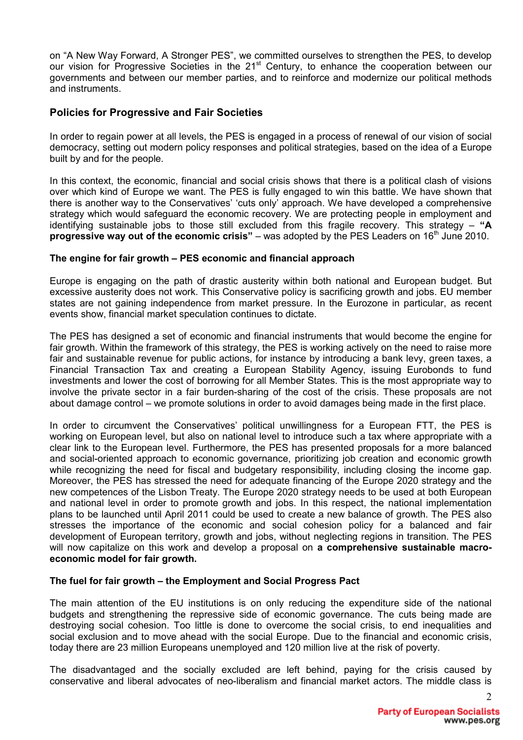on "A New Way Forward, A Stronger PES", we committed ourselves to strengthen the PES, to develop our vision for Progressive Societies in the 21st Century, to enhance the cooperation between our governments and between our member parties, and to reinforce and modernize our political methods and instruments.

## Policies for Progressive and Fair Societies

In order to regain power at all levels, the PES is engaged in a process of renewal of our vision of social democracy, setting out modern policy responses and political strategies, based on the idea of a Europe built by and for the people.

In this context, the economic, financial and social crisis shows that there is a political clash of visions over which kind of Europe we want. The PES is fully engaged to win this battle. We have shown that there is another way to the Conservatives' 'cuts only' approach. We have developed a comprehensive strategy which would safeguard the economic recovery. We are protecting people in employment and identifying sustainable jobs to those still excluded from this fragile recovery. This strategy – **"A progressive way out of the economic crisis"** – was adopted by the PES Leaders on 16th June 2010.

### The engine for fair growth – PES economic and financial approach

Europe is engaging on the path of drastic austerity within both national and European budget. But excessive austerity does not work. This Conservative policy is sacrificing growth and jobs. EU member states are not gaining independence from market pressure. In the Eurozone in particular, as recent events show, financial market speculation continues to dictate.

The PES has designed a set of economic and financial instruments that would become the engine for fair growth. Within the framework of this strategy, the PES is working actively on the need to raise more fair and sustainable revenue for public actions, for instance by introducing a bank levy, green taxes, a Financial Transaction Tax and creating a European Stability Agency, issuing Eurobonds to fund investments and lower the cost of borrowing for all Member States. This is the most appropriate way to involve the private sector in a fair burden-sharing of the cost of the crisis. These proposals are not about damage control – we promote solutions in order to avoid damages being made in the first place.

In order to circumvent the Conservatives' political unwillingness for a European FTT, the PES is working on European level, but also on national level to introduce such a tax where appropriate with a clear link to the European level. Furthermore, the PES has presented proposals for a more balanced and social-oriented approach to economic governance, prioritizing job creation and economic growth while recognizing the need for fiscal and budgetary responsibility, including closing the income gap. Moreover, the PES has stressed the need for adequate financing of the Europe 2020 strategy and the new competences of the Lisbon Treaty. The Europe 2020 strategy needs to be used at both European and national level in order to promote growth and jobs. In this respect, the national implementation plans to be launched until April 2011 could be used to create a new balance of growth. The PES also stresses the importance of the economic and social cohesion policy for a balanced and fair development of European territory, growth and jobs, without neglecting regions in transition. The PES will now capitalize on this work and develop a proposal on **a comprehensive sustainable macro-economic model for fair growth.**

### The fuel for fair growth – the Employment and Social Progress Pact

The main attention of the EU institutions is on only reducing the expenditure side of the national budgets and strengthening the repressive side of economic governance. The cuts being made are destroying social cohesion. Too little is done to overcome the social crisis, to end inequalities and social exclusion and to move ahead with the social Europe. Due to the financial and economic crisis, today there are 23 million Europeans unemployed and 120 million live at the risk of poverty.

The disadvantaged and the socially excluded are left behind, paying for the crisis caused by conservative and liberal advocates of neo-liberalism and financial market actors. The middle class is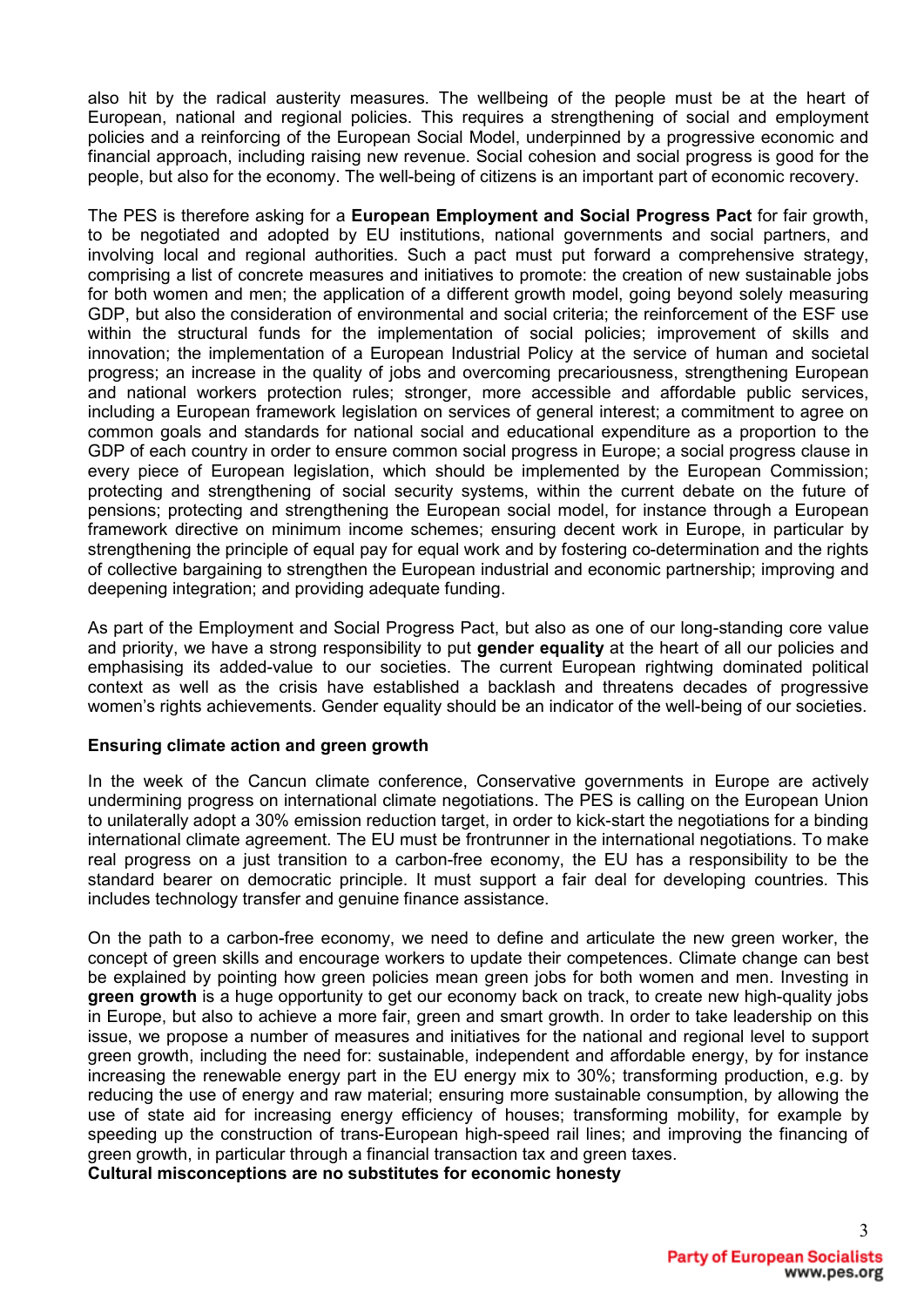also hit by the radical austerity measures. The wellbeing of the people must be at the heart of European, national and regional policies. This requires a strengthening of social and employment policies and a reinforcing of the European Social Model, underpinned by a progressive economic and financial approach, including raising new revenue. Social cohesion and social progress is good for the people, but also for the economy. The well-being of citizens is an important part of economic recovery.

The PES is therefore asking for a **European Employment and Social Progress Pact** for fair growth, to be negotiated and adopted by EU institutions, national governments and social partners, and involving local and regional authorities. Such a pact must put forward a comprehensive strategy, comprising a list of concrete measures and initiatives to promote: the creation of new sustainable jobs for both women and men; the application of a different growth model, going beyond solely measuring GDP, but also the consideration of environmental and social criteria; the reinforcement of the ESF use within the structural funds for the implementation of social policies; improvement of skills and innovation; the implementation of a European Industrial Policy at the service of human and societal progress; an increase in the quality of jobs and overcoming precariousness, strengthening European and national workers protection rules; stronger, more accessible and affordable public services, including a European framework legislation on services of general interest; a commitment to agree on common goals and standards for national social and educational expenditure as a proportion to the GDP of each country in order to ensure common social progress in Europe; a social progress clause in every piece of European legislation, which should be implemented by the European Commission; protecting and strengthening of social security systems, within the current debate on the future of pensions; protecting and strengthening the European social model, for instance through a European framework directive on minimum income schemes; ensuring decent work in Europe, in particular by strengthening the principle of equal pay for equal work and by fostering co-determination and the rights of collective bargaining to strengthen the European industrial and economic partnership; improving and deepening integration; and providing adequate funding.

As part of the Employment and Social Progress Pact, but also as one of our long-standing core value and priority, we have a strong responsibility to put **gender equality** at the heart of all our policies and emphasising its added-value to our societies. The current European rightwing dominated political context as well as the crisis have established a backlash and threatens decades of progressive women's rights achievements. Gender equality should be an indicator of the well-being of our societies.

**Ensuring climate action and green growth**

In the week of the Cancun climate conference, Conservative governments in Europe are actively undermining progress on international climate negotiations. The PES is calling on the European Union to unilaterally adopt a 30% emission reduction target, in order to kick-start the negotiations for a binding international climate agreement. The EU must be frontrunner in the international negotiations. To make real progress on a just transition to a carbon-free economy, the EU has a responsibility to be the standard bearer on democratic principle. It must support a fair deal for developing countries. This includes technology transfer and genuine finance assistance.

On the path to a carbon-free economy, we need to define and articulate the new green worker, the concept of green skills and encourage workers to update their competences. Climate change can best be explained by pointing how green policies mean green jobs for both women and men. Investing in **green growth** is a huge opportunity to get our economy back on track, to create new high-quality jobs in Europe, but also to achieve a more fair, green and smart growth. In order to take leadership on this issue, we propose a number of measures and initiatives for the national and regional level to support green growth, including the need for: sustainable, independent and affordable energy, by for instance increasing the renewable energy part in the EU energy mix to 30%; transforming production, e.g. by reducing the use of energy and raw material; ensuring more sustainable consumption, by allowing the use of state aid for increasing energy efficiency of houses; transforming mobility, for example by speeding up the construction of trans-European high-speed rail lines; and improving the financing of green growth, in particular through a financial transaction tax and green taxes.

**Cultural misconceptions are no substitutes for economic honesty**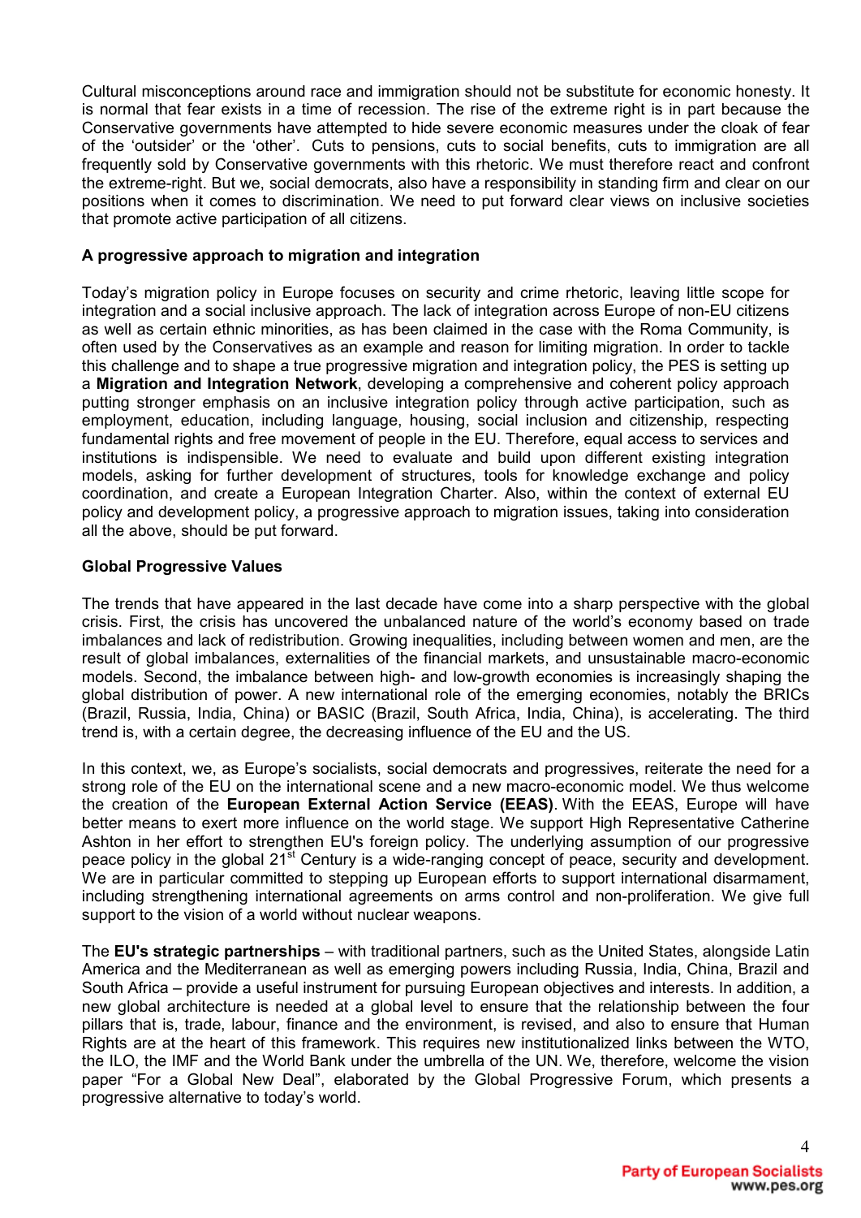Cultural misconceptions around race and immigration should not be substitute for economic honesty. It is normal that fear exists in a time of recession. The rise of the extreme right is in part because the Conservative governments have attempted to hide severe economic measures under the cloak of fear of the 'outsider' or the 'other'. Cuts to pensions, cuts to social benefits, cuts to immigration are all frequently sold by Conservative governments with this rhetoric. We must therefore react and confront the extreme-right. But we, social democrats, also have a responsibility in standing firm and clear on our positions when it comes to discrimination. We need to put forward clear views on inclusive societies that promote active participation of all citizens.

**A progressive approach to migration and integration**

Today's migration policy in Europe focuses on security and crime rhetoric, leaving little scope for integration and a social inclusive approach. The lack of integration across Europe of non-EU citizens as well as certain ethnic minorities, as has been claimed in the case with the Roma Community, is often used by the Conservatives as an example and reason for limiting migration. In order to tackle this challenge and to shape a true progressive migration and integration policy, the PES is setting up a **Migration and Integration Network**, developing a comprehensive and coherent policy approach putting stronger emphasis on an inclusive integration policy through active participation, such as employment, education, including language, housing, social inclusion and citizenship, respecting fundamental rights and free movement of people in the EU. Therefore, equal access to services and institutions is indispensible. We need to evaluate and build upon different existing integration models, asking for further development of structures, tools for knowledge exchange and policy coordination, and create a European Integration Charter. Also, within the context of external EU policy and development policy, a progressive approach to migration issues, taking into consideration all the above, should be put forward.

**Global Progressive Values**

The trends that have appeared in the last decade have come into a sharp perspective with the global crisis. First, the crisis has uncovered the unbalanced nature of the world's economy based on trade imbalances and lack of redistribution. Growing inequalities, including between women and men, are the result of global imbalances, externalities of the financial markets, and unsustainable macro-economic models. Second, the imbalance between high- and low-growth economies is increasingly shaping the global distribution of power. A new international role of the emerging economies, notably the BRICs (Brazil, Russia, India, China) or BASIC (Brazil, South Africa, India, China), is accelerating. The third trend is, with a certain degree, the decreasing influence of the EU and the US.

In this context, we, as Europe's socialists, social democrats and progressives, reiterate the need for a strong role of the EU on the international scene and a new macro-economic model. We thus welcome the creation of the **European External Action Service (EEAS)**. With the EEAS, Europe will have better means to exert more influence on the world stage. We support High Representative Catherine Ashton in her effort to strengthen EU's foreign policy. The underlying assumption of our progressive peace policy in the global 21st Century is a wide-ranging concept of peace, security and development. We are in particular committed to stepping up European efforts to support international disarmament, including strengthening international agreements on arms control and non-proliferation. We give full support to the vision of a world without nuclear weapons.

The **EU's strategic partnerships** – with traditional partners, such as the United States, alongside Latin America and the Mediterranean as well as emerging powers including Russia, India, China, Brazil and South Africa – provide a useful instrument for pursuing European objectives and interests. In addition, a new global architecture is needed at a global level to ensure that the relationship between the four pillars that is, trade, labour, finance and the environment, is revised, and also to ensure that Human Rights are at the heart of this framework. This requires new institutionalized links between the WTO, the ILO, the IMF and the World Bank under the umbrella of the UN. We, therefore, welcome the vision paper "For a Global New Deal", elaborated by the Global Progressive Forum, which presents a progressive alternative to today's world.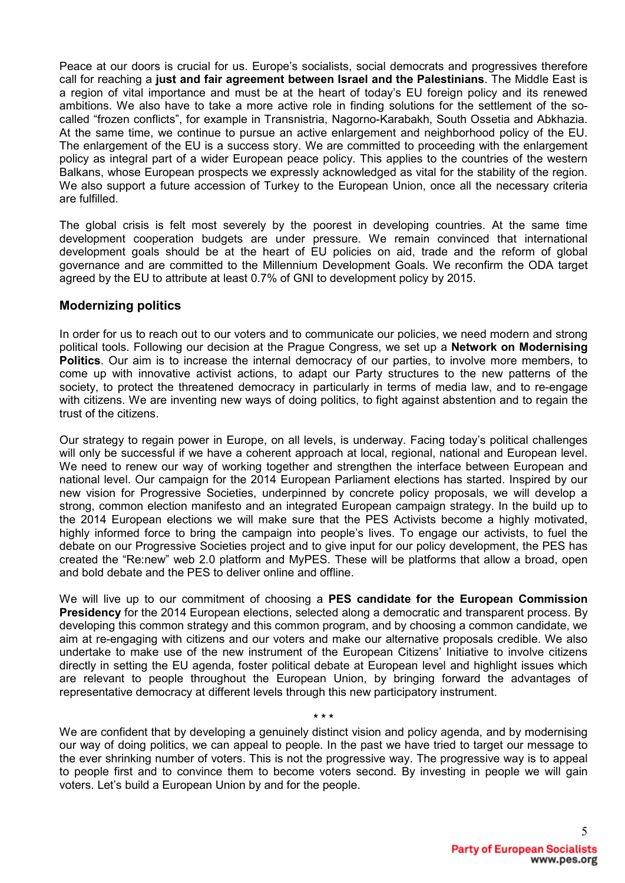Peace at our doors is crucial for us. Europe's socialists, social democrats and progressives therefore call for reaching a **just and fair agreement between Israel and the Palestinians**. The Middle East is a region of vital importance and must be at the heart of today's EU foreign policy and its renewed ambitions. We also have to take a more active role in finding solutions for the settlement of the so-called "frozen conflicts", for example in Transnistria, Nagorno-Karabakh, South Ossetia and Abkhazia. At the same time, we continue to pursue an active enlargement and neighborhood policy of the EU. The enlargement of the EU is a success story. We are committed to proceeding with the enlargement policy as integral part of a wider European peace policy. This applies to the countries of the western Balkans, whose European prospects we expressly acknowledged as vital for the stability of the region. We also support a future accession of Turkey to the European Union, once all the necessary criteria are fulfilled.

The global crisis is felt most severely by the poorest in developing countries. At the same time development cooperation budgets are under pressure. We remain convinced that international development goals should be at the heart of EU policies on aid, trade and the reform of global governance and are committed to the Millennium Development Goals. We reconfirm the ODA target agreed by the EU to attribute at least 0.7% of GNI to development policy by 2015.

## Modernizing politics

In order for us to reach out to our voters and to communicate our policies, we need modern and strong political tools. Following our decision at the Prague Congress, we set up a **Network on Modernising Politics**. Our aim is to increase the internal democracy of our parties, to involve more members, to come up with innovative activist actions, to adapt our Party structures to the new patterns of the society, to protect the threatened democracy in particularly in terms of media law, and to re-engage with citizens. We are inventing new ways of doing politics, to fight against abstention and to regain the trust of the citizens.

Our strategy to regain power in Europe, on all levels, is underway. Facing today's political challenges will only be successful if we have a coherent approach at local, regional, national and European level. We need to renew our way of working together and strengthen the interface between European and national level. Our campaign for the 2014 European Parliament elections has started. Inspired by our new vision for Progressive Societies, underpinned by concrete policy proposals, we will develop a strong, common election manifesto and an integrated European campaign strategy. In the build up to the 2014 European elections we will make sure that the PES Activists become a highly motivated, highly informed force to bring the campaign into people's lives. To engage our activists, to fuel the debate on our Progressive Societies project and to give input for our policy development, the PES has created the "Re:new" web 2.0 platform and MyPES. These will be platforms that allow a broad, open and bold debate and the PES to deliver online and offline.

We will live up to our commitment of choosing a **PES candidate for the European Commission Presidency** for the 2014 European elections, selected along a democratic and transparent process. By developing this common strategy and this common program, and by choosing a common candidate, we aim at re-engaging with citizens and our voters and make our alternative proposals credible. We also undertake to make use of the new instrument of the European Citizens' Initiative to involve citizens directly in setting the EU agenda, foster political debate at European level and highlight issues which are relevant to people throughout the European Union, by bringing forward the advantages of representative democracy at different levels through this new participatory instrument.

\* \* \*

We are confident that by developing a genuinely distinct vision and policy agenda, and by modernising our way of doing politics, we can appeal to people. In the past we have tried to target our message to the ever shrinking number of voters. This is not the progressive way. The progressive way is to appeal to people first and to convince them to become voters second. By investing in people we will gain voters. Let's build a European Union by and for the people.